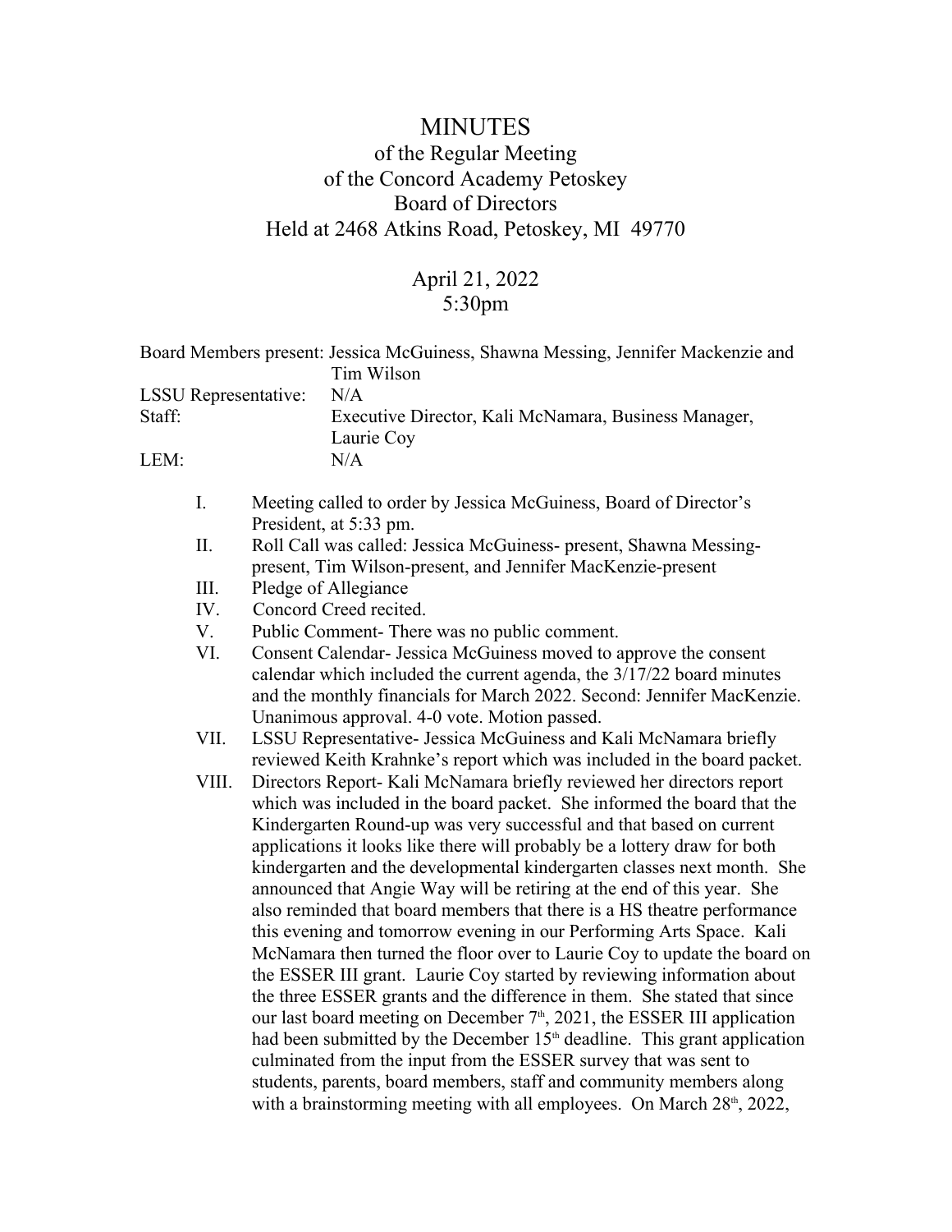# MINUTES

## of the Regular Meeting of the Concord Academy Petoskey Board of Directors Held at 2468 Atkins Road, Petoskey, MI 49770

## April 21, 2022 5:30pm

| | |
|---|---|
| Board Members present: | Jessica McGuiness, Shawna Messing, Jennifer Mackenzie and Tim Wilson |
| LSSU Representative: | N/A |
| Staff: | Executive Director, Kali McNamara, Business Manager, Laurie Coy |
| LEM: | N/A |

I. Meeting called to order by Jessica McGuiness, Board of Director's President, at 5:33 pm.

II. Roll Call was called: Jessica McGuiness- present, Shawna Messing- present, Tim Wilson-present, and Jennifer MacKenzie-present

III. Pledge of Allegiance

IV. Concord Creed recited.

V. Public Comment- There was no public comment.

VI. Consent Calendar- Jessica McGuiness moved to approve the consent calendar which included the current agenda, the 3/17/22 board minutes and the monthly financials for March 2022. Second: Jennifer MacKenzie. Unanimous approval. 4-0 vote. Motion passed.

VII. LSSU Representative- Jessica McGuiness and Kali McNamara briefly reviewed Keith Krahnke's report which was included in the board packet.

VIII. Directors Report- Kali McNamara briefly reviewed her directors report which was included in the board packet. She informed the board that the Kindergarten Round-up was very successful and that based on current applications it looks like there will probably be a lottery draw for both kindergarten and the developmental kindergarten classes next month. She announced that Angie Way will be retiring at the end of this year. She also reminded that board members that there is a HS theatre performance this evening and tomorrow evening in our Performing Arts Space. Kali McNamara then turned the floor over to Laurie Coy to update the board on the ESSER III grant. Laurie Coy started by reviewing information about the three ESSER grants and the difference in them. She stated that since our last board meeting on December 7th, 2021, the ESSER III application had been submitted by the December 15th deadline. This grant application culminated from the input from the ESSER survey that was sent to students, parents, board members, staff and community members along with a brainstorming meeting with all employees. On March 28th, 2022,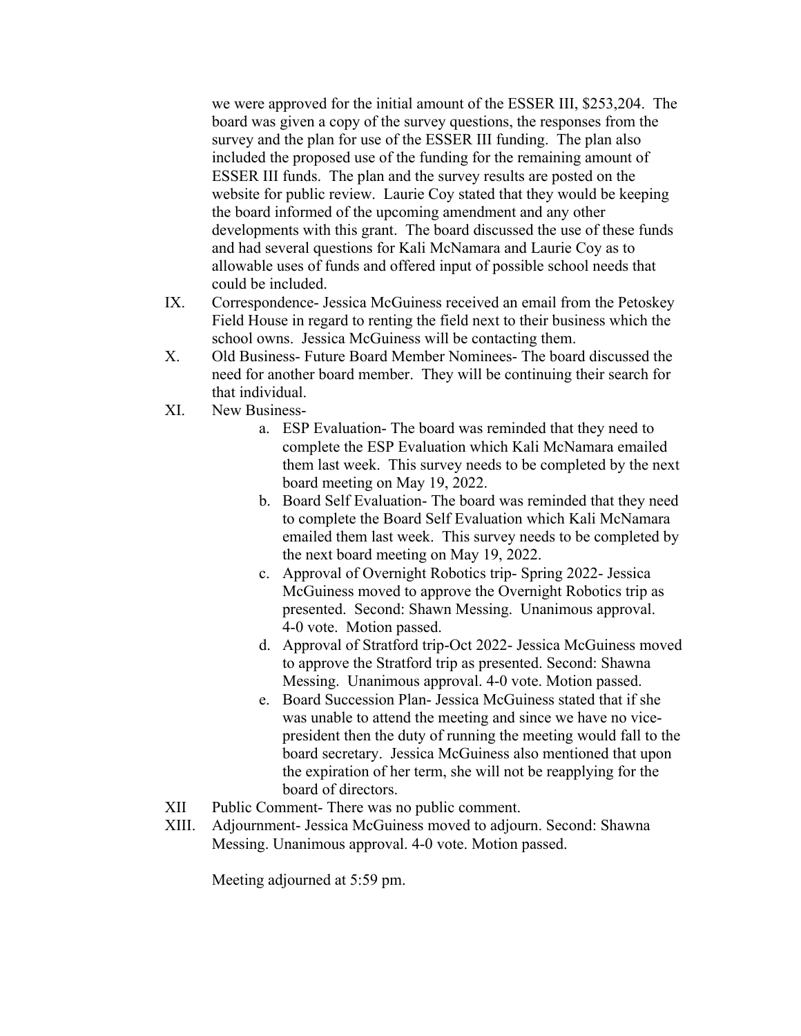we were approved for the initial amount of the ESSER III, $253,204. The board was given a copy of the survey questions, the responses from the survey and the plan for use of the ESSER III funding. The plan also included the proposed use of the funding for the remaining amount of ESSER III funds. The plan and the survey results are posted on the website for public review. Laurie Coy stated that they would be keeping the board informed of the upcoming amendment and any other developments with this grant. The board discussed the use of these funds and had several questions for Kali McNamara and Laurie Coy as to allowable uses of funds and offered input of possible school needs that could be included.

IX. Correspondence- Jessica McGuiness received an email from the Petoskey Field House in regard to renting the field next to their business which the school owns. Jessica McGuiness will be contacting them.

X. Old Business- Future Board Member Nominees- The board discussed the need for another board member. They will be continuing their search for that individual.

XI. New Business-

   a. ESP Evaluation- The board was reminded that they need to complete the ESP Evaluation which Kali McNamara emailed them last week. This survey needs to be completed by the next board meeting on May 19, 2022.

   b. Board Self Evaluation- The board was reminded that they need to complete the Board Self Evaluation which Kali McNamara emailed them last week. This survey needs to be completed by the next board meeting on May 19, 2022.

   c. Approval of Overnight Robotics trip- Spring 2022- Jessica McGuiness moved to approve the Overnight Robotics trip as presented. Second: Shawn Messing. Unanimous approval. 4-0 vote. Motion passed.

   d. Approval of Stratford trip-Oct 2022- Jessica McGuiness moved to approve the Stratford trip as presented. Second: Shawna Messing. Unanimous approval. 4-0 vote. Motion passed.

   e. Board Succession Plan- Jessica McGuiness stated that if she was unable to attend the meeting and since we have no vice-president then the duty of running the meeting would fall to the board secretary. Jessica McGuiness also mentioned that upon the expiration of her term, she will not be reapplying for the board of directors.

XII Public Comment- There was no public comment.

XIII. Adjournment- Jessica McGuiness moved to adjourn. Second: Shawna Messing. Unanimous approval. 4-0 vote. Motion passed.

Meeting adjourned at 5:59 pm.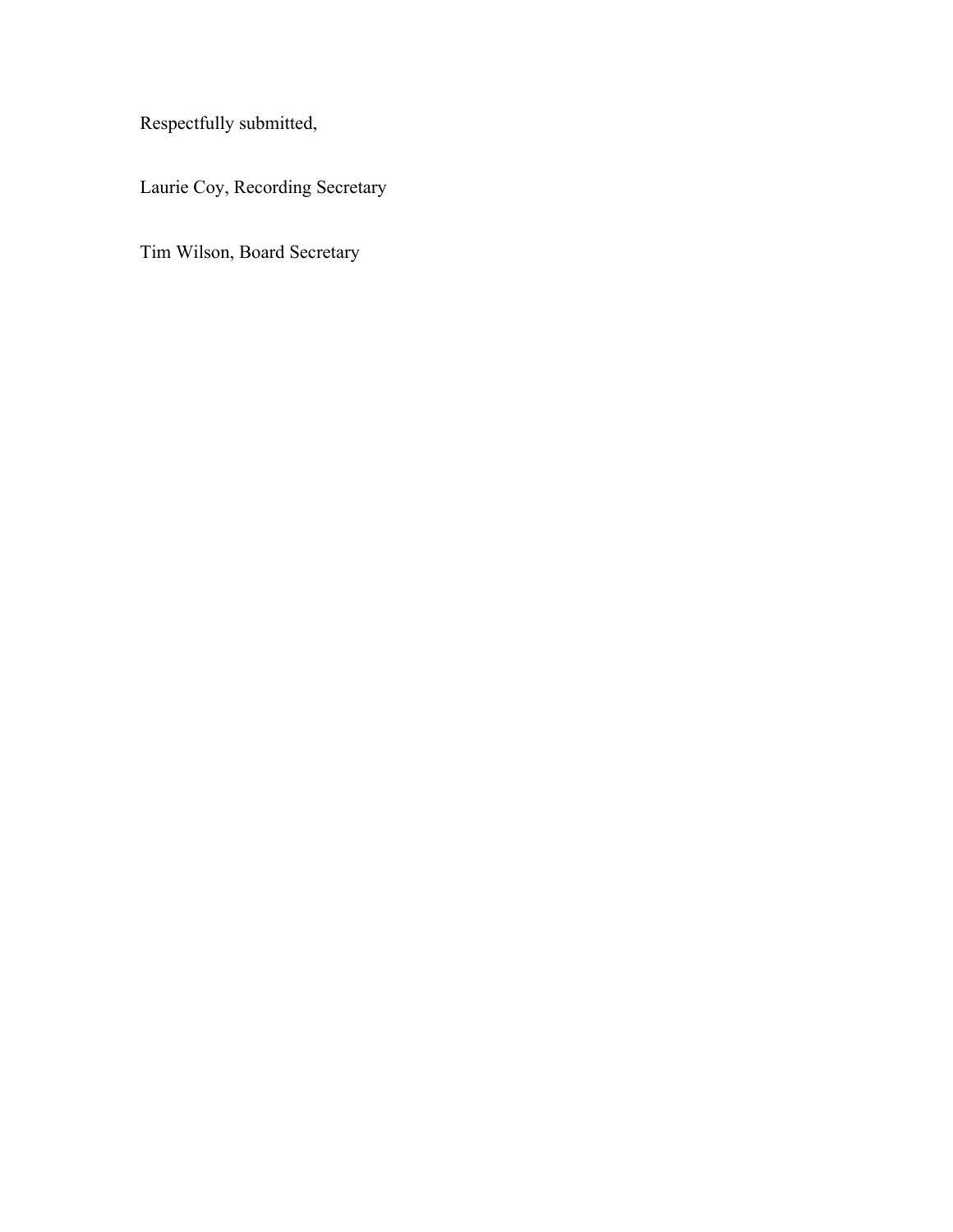Respectfully submitted,

Laurie Coy, Recording Secretary

Tim Wilson, Board Secretary